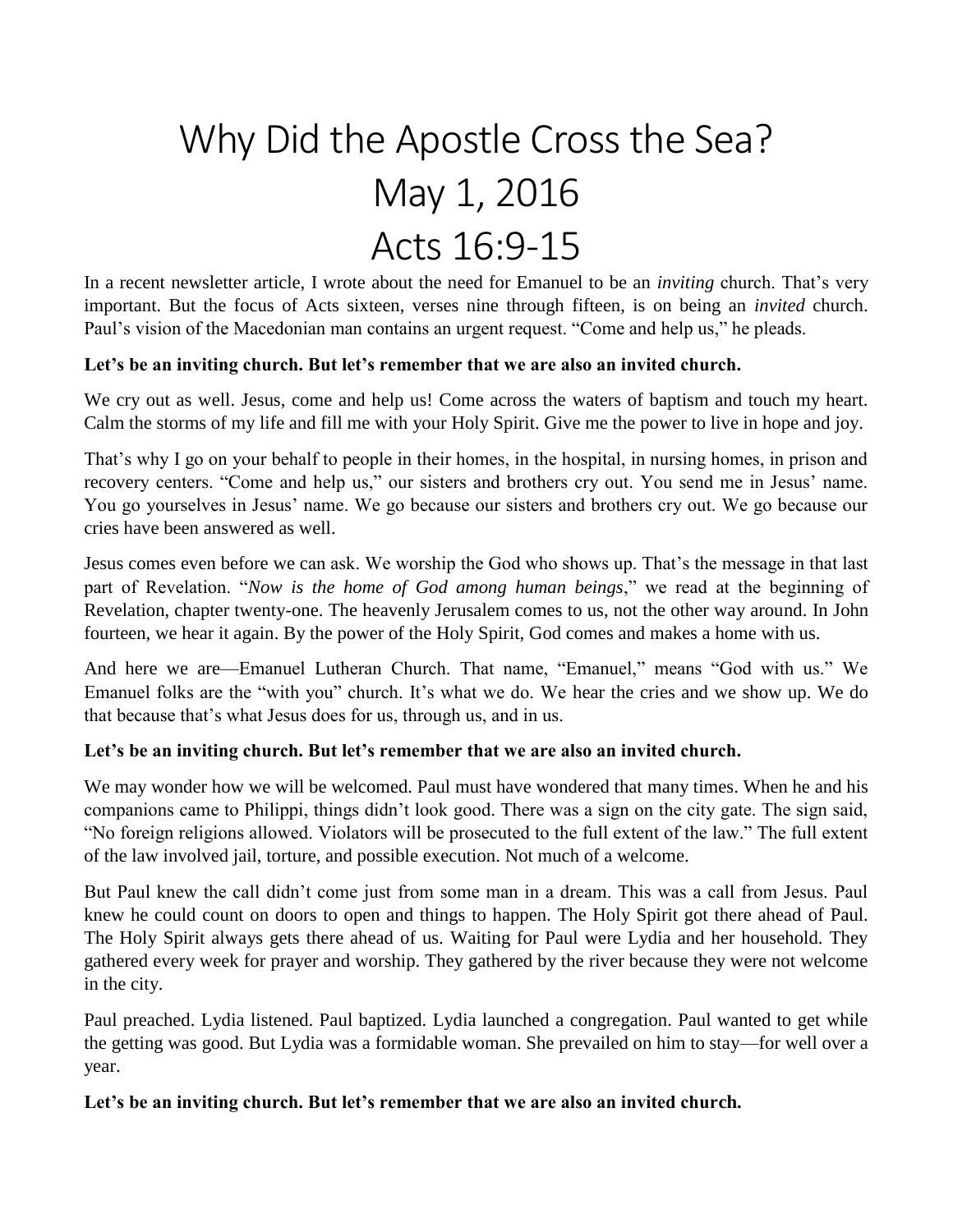# Why Did the Apostle Cross the Sea?
# May 1, 2016
# Acts 16:9-15

In a recent newsletter article, I wrote about the need for Emanuel to be an *inviting* church. That's very important. But the focus of Acts sixteen, verses nine through fifteen, is on being an *invited* church. Paul's vision of the Macedonian man contains an urgent request. "Come and help us," he pleads.

**Let's be an inviting church. But let's remember that we are also an invited church.**

We cry out as well. Jesus, come and help us! Come across the waters of baptism and touch my heart. Calm the storms of my life and fill me with your Holy Spirit. Give me the power to live in hope and joy.

That's why I go on your behalf to people in their homes, in the hospital, in nursing homes, in prison and recovery centers. "Come and help us," our sisters and brothers cry out. You send me in Jesus' name. You go yourselves in Jesus' name. We go because our sisters and brothers cry out. We go because our cries have been answered as well.

Jesus comes even before we can ask. We worship the God who shows up. That's the message in that last part of Revelation. "*Now is the home of God among human beings*," we read at the beginning of Revelation, chapter twenty-one. The heavenly Jerusalem comes to us, not the other way around. In John fourteen, we hear it again. By the power of the Holy Spirit, God comes and makes a home with us.

And here we are—Emanuel Lutheran Church. That name, "Emanuel," means "God with us." We Emanuel folks are the "with you" church. It's what we do. We hear the cries and we show up. We do that because that's what Jesus does for us, through us, and in us.

**Let's be an inviting church. But let's remember that we are also an invited church.**

We may wonder how we will be welcomed. Paul must have wondered that many times. When he and his companions came to Philippi, things didn't look good. There was a sign on the city gate. The sign said, "No foreign religions allowed. Violators will be prosecuted to the full extent of the law." The full extent of the law involved jail, torture, and possible execution. Not much of a welcome.

But Paul knew the call didn't come just from some man in a dream. This was a call from Jesus. Paul knew he could count on doors to open and things to happen. The Holy Spirit got there ahead of Paul. The Holy Spirit always gets there ahead of us. Waiting for Paul were Lydia and her household. They gathered every week for prayer and worship. They gathered by the river because they were not welcome in the city.

Paul preached. Lydia listened. Paul baptized. Lydia launched a congregation. Paul wanted to get while the getting was good. But Lydia was a formidable woman. She prevailed on him to stay—for well over a year.

**Let's be an inviting church. But let's remember that we are also an invited church.**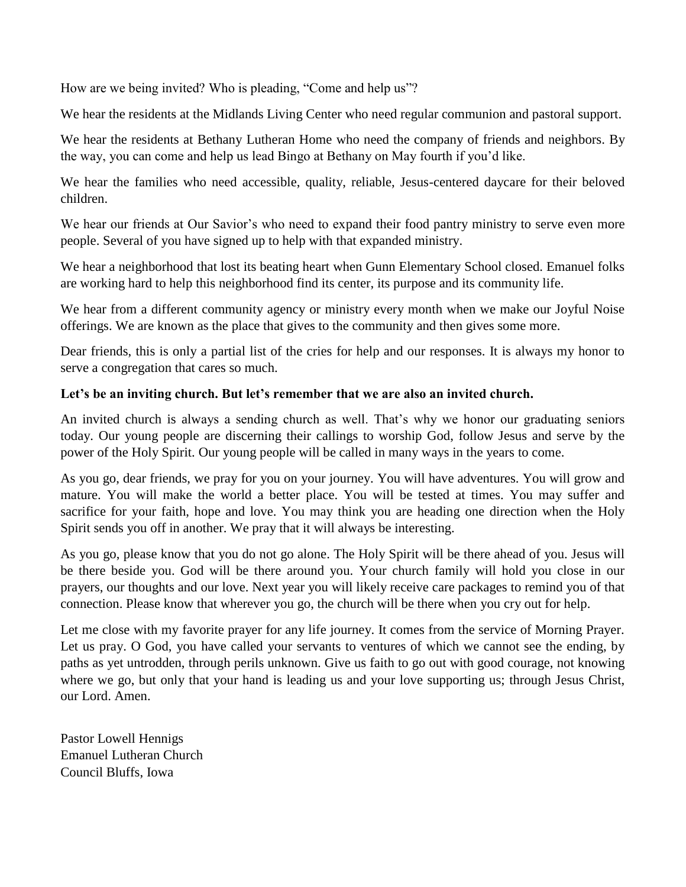How are we being invited? Who is pleading, “Come and help us”?

We hear the residents at the Midlands Living Center who need regular communion and pastoral support.

We hear the residents at Bethany Lutheran Home who need the company of friends and neighbors. By the way, you can come and help us lead Bingo at Bethany on May fourth if you’d like.

We hear the families who need accessible, quality, reliable, Jesus-centered daycare for their beloved children.

We hear our friends at Our Savior’s who need to expand their food pantry ministry to serve even more people. Several of you have signed up to help with that expanded ministry.

We hear a neighborhood that lost its beating heart when Gunn Elementary School closed. Emanuel folks are working hard to help this neighborhood find its center, its purpose and its community life.

We hear from a different community agency or ministry every month when we make our Joyful Noise offerings. We are known as the place that gives to the community and then gives some more.

Dear friends, this is only a partial list of the cries for help and our responses. It is always my honor to serve a congregation that cares so much.

**Let’s be an inviting church. But let’s remember that we are also an invited church.**

An invited church is always a sending church as well. That’s why we honor our graduating seniors today. Our young people are discerning their callings to worship God, follow Jesus and serve by the power of the Holy Spirit. Our young people will be called in many ways in the years to come.

As you go, dear friends, we pray for you on your journey. You will have adventures. You will grow and mature. You will make the world a better place. You will be tested at times. You may suffer and sacrifice for your faith, hope and love. You may think you are heading one direction when the Holy Spirit sends you off in another. We pray that it will always be interesting.

As you go, please know that you do not go alone. The Holy Spirit will be there ahead of you. Jesus will be there beside you. God will be there around you. Your church family will hold you close in our prayers, our thoughts and our love. Next year you will likely receive care packages to remind you of that connection. Please know that wherever you go, the church will be there when you cry out for help.

Let me close with my favorite prayer for any life journey. It comes from the service of Morning Prayer. Let us pray. O God, you have called your servants to ventures of which we cannot see the ending, by paths as yet untrodden, through perils unknown. Give us faith to go out with good courage, not knowing where we go, but only that your hand is leading us and your love supporting us; through Jesus Christ, our Lord. Amen.

Pastor Lowell Hennigs
Emanuel Lutheran Church
Council Bluffs, Iowa